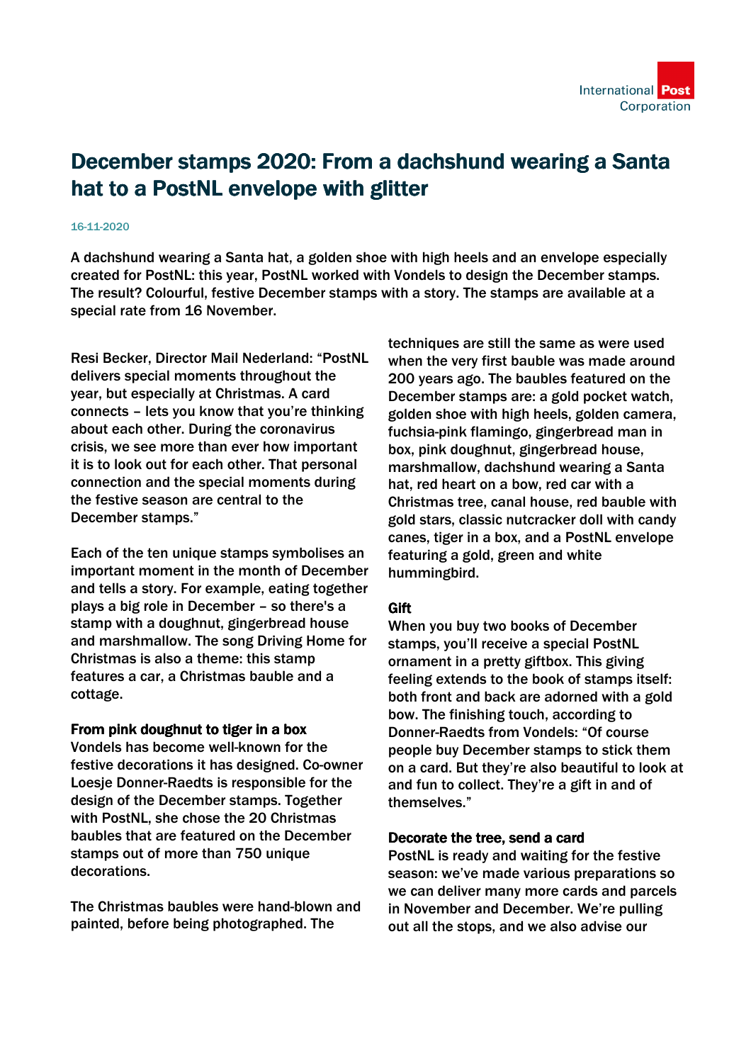# December stamps 2020: From a dachshund wearing a Santa hat to a PostNL envelope with glitter

16-11-2020

A dachshund wearing a Santa hat, a golden shoe with high heels and an envelope especially created for PostNL: this year, PostNL worked with Vondels to design the December stamps. The result? Colourful, festive December stamps with a story. The stamps are available at a special rate from 16 November.

Resi Becker, Director Mail Nederland: "PostNL delivers special moments throughout the year, but especially at Christmas. A card connects – lets you know that you're thinking about each other. During the coronavirus crisis, we see more than ever how important it is to look out for each other. That personal connection and the special moments during the festive season are central to the December stamps."

Each of the ten unique stamps symbolises an important moment in the month of December and tells a story. For example, eating together plays a big role in December – so there's a stamp with a doughnut, gingerbread house and marshmallow. The song Driving Home for Christmas is also a theme: this stamp features a car, a Christmas bauble and a cottage.

### From pink doughnut to tiger in a box

Vondels has become well-known for the festive decorations it has designed. Co-owner Loesje Donner-Raedts is responsible for the design of the December stamps. Together with PostNL, she chose the 20 Christmas baubles that are featured on the December stamps out of more than 750 unique decorations.

The Christmas baubles were hand-blown and painted, before being photographed. The techniques are still the same as were used when the very first bauble was made around 200 years ago. The baubles featured on the December stamps are: a gold pocket watch, golden shoe with high heels, golden camera, fuchsia-pink flamingo, gingerbread man in box, pink doughnut, gingerbread house, marshmallow, dachshund wearing a Santa hat, red heart on a bow, red car with a Christmas tree, canal house, red bauble with gold stars, classic nutcracker doll with candy canes, tiger in a box, and a PostNL envelope featuring a gold, green and white hummingbird.

### Gift

When you buy two books of December stamps, you'll receive a special PostNL ornament in a pretty giftbox. This giving feeling extends to the book of stamps itself: both front and back are adorned with a gold bow. The finishing touch, according to Donner-Raedts from Vondels: "Of course people buy December stamps to stick them on a card. But they're also beautiful to look at and fun to collect. They're a gift in and of themselves."

### Decorate the tree, send a card

PostNL is ready and waiting for the festive season: we've made various preparations so we can deliver many more cards and parcels in November and December. We're pulling out all the stops, and we also advise our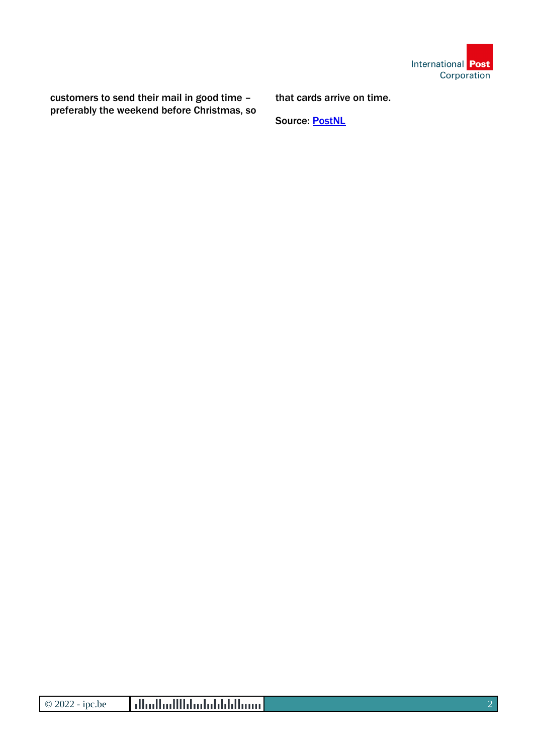**customers to send their mail in good time – preferably the weekend before Christmas, so that cards arrive on time.**

**Source: PostNL**